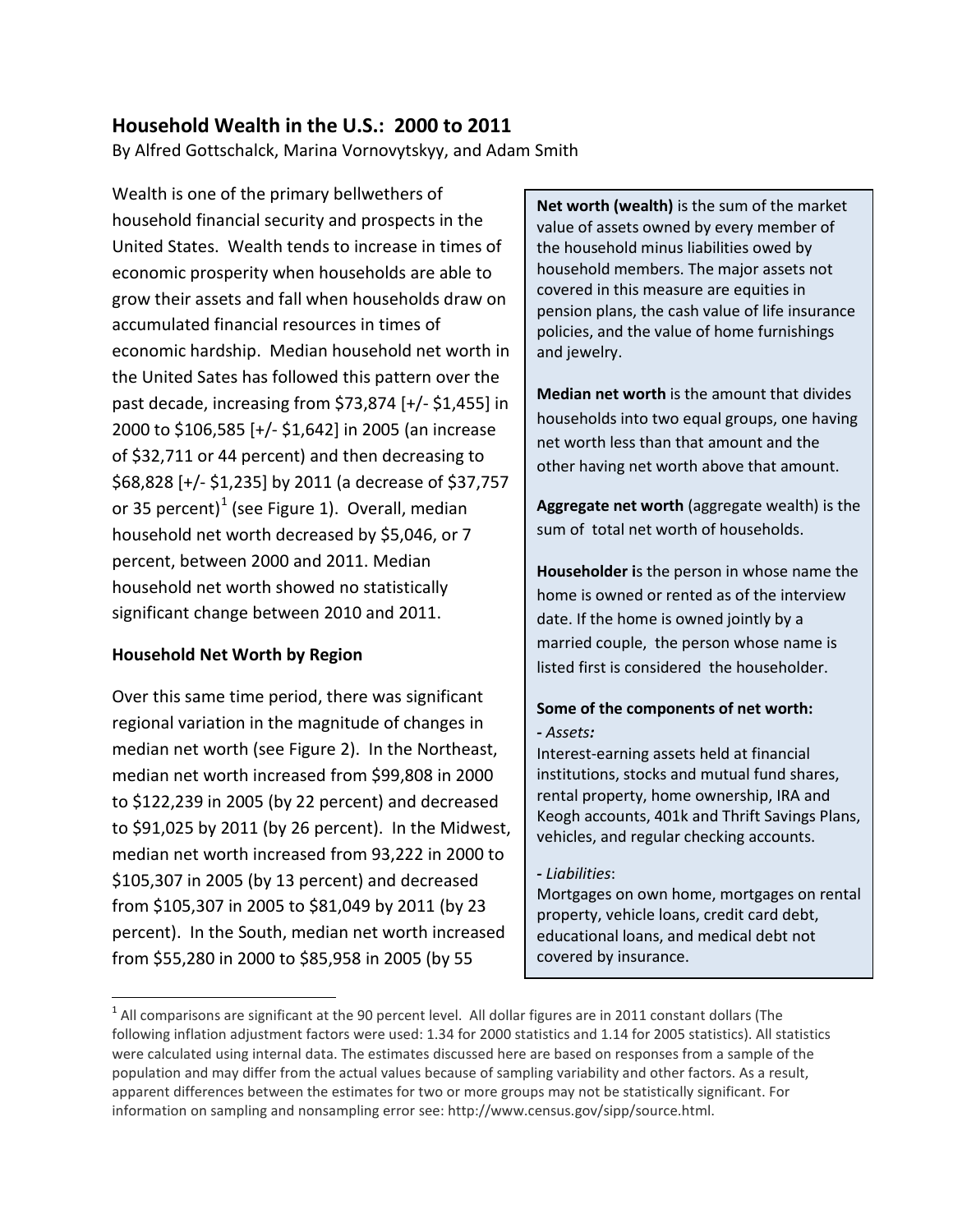# Household Wealth in the U.S.: 2000 to 2011

By Alfred Gottschalck, Marina Vornovytskyy, and Adam Smith

Wealth is one of the primary bellwethers of household financial security and prospects in the United States. Wealth tends to increase in times of economic prosperity when households are able to grow their assets and fall when households draw on accumulated financial resources in times of economic hardship. Median household net worth in the United Sates has followed this pattern over the past decade, increasing from $73,874 [+/- $1,455] in 2000 to $106,585 [+/- $1,642] in 2005 (an increase of $32,711 or 44 percent) and then decreasing to $68,828 [+/- $1,235] by 2011 (a decrease of $37,757 or 35 percent)[1] (see Figure 1). Overall, median household net worth decreased by $5,046, or 7 percent, between 2000 and 2011. Median household net worth showed no statistically significant change between 2010 and 2011.

## Household Net Worth by Region

Over this same time period, there was significant regional variation in the magnitude of changes in median net worth (see Figure 2). In the Northeast, median net worth increased from $99,808 in 2000 to $122,239 in 2005 (by 22 percent) and decreased to $91,025 by 2011 (by 26 percent). In the Midwest, median net worth increased from 93,222 in 2000 to $105,307 in 2005 (by 13 percent) and decreased from $105,307 in 2005 to $81,049 by 2011 (by 23 percent). In the South, median net worth increased from $55,280 in 2000 to $85,958 in 2005 (by 55

**Net worth (wealth)** is the sum of the market value of assets owned by every member of the household minus liabilities owed by household members. The major assets not covered in this measure are equities in pension plans, the cash value of life insurance policies, and the value of home furnishings and jewelry.

**Median net worth** is the amount that divides households into two equal groups, one having net worth less than that amount and the other having net worth above that amount.

**Aggregate net worth** (aggregate wealth) is the sum of total net worth of households.

**Householder i**s the person in whose name the home is owned or rented as of the interview date. If the home is owned jointly by a married couple, the person whose name is listed first is considered the householder.

**Some of the components of net worth:**

**-** *Assets:*
Interest-earning assets held at financial institutions, stocks and mutual fund shares, rental property, home ownership, IRA and Keogh accounts, 401k and Thrift Savings Plans, vehicles, and regular checking accounts.

**-** *Liabilities*:
Mortgages on own home, mortgages on rental property, vehicle loans, credit card debt, educational loans, and medical debt not covered by insurance.

[1] All comparisons are significant at the 90 percent level. All dollar figures are in 2011 constant dollars (The following inflation adjustment factors were used: 1.34 for 2000 statistics and 1.14 for 2005 statistics). All statistics were calculated using internal data. The estimates discussed here are based on responses from a sample of the population and may differ from the actual values because of sampling variability and other factors. As a result, apparent differences between the estimates for two or more groups may not be statistically significant. For information on sampling and nonsampling error see: http://www.census.gov/sipp/source.html.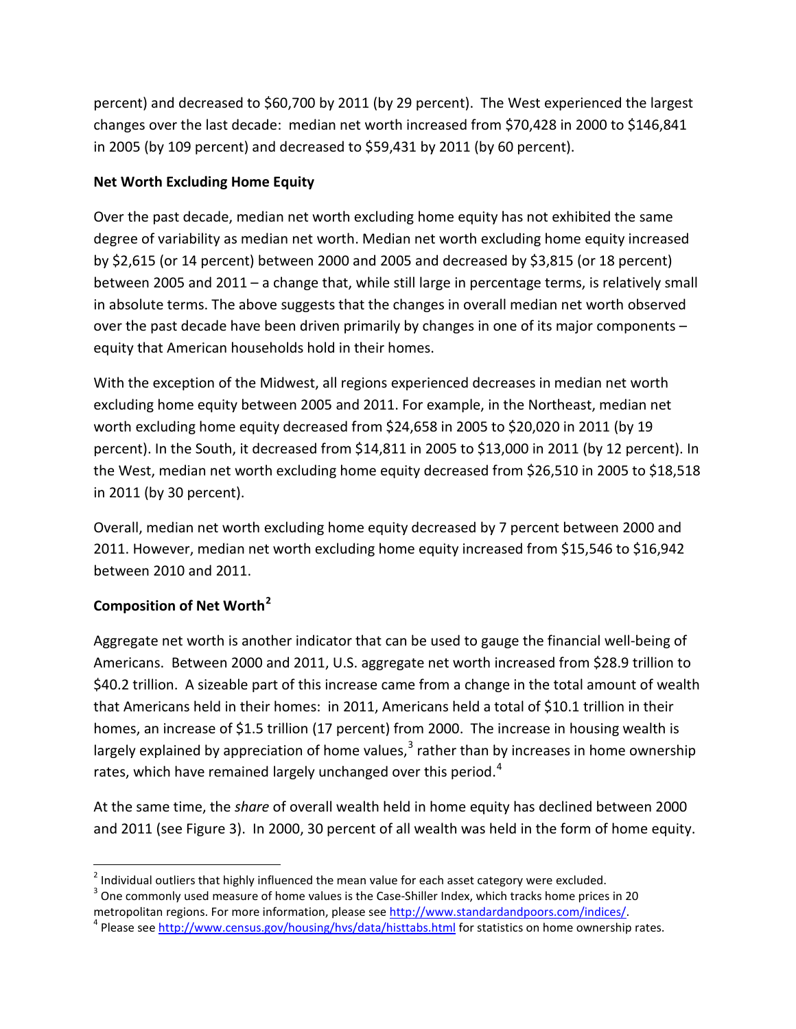percent) and decreased to $60,700 by 2011 (by 29 percent). The West experienced the largest changes over the last decade: median net worth increased from $70,428 in 2000 to $146,841 in 2005 (by 109 percent) and decreased to $59,431 by 2011 (by 60 percent).

**Net Worth Excluding Home Equity**

Over the past decade, median net worth excluding home equity has not exhibited the same degree of variability as median net worth. Median net worth excluding home equity increased by $2,615 (or 14 percent) between 2000 and 2005 and decreased by $3,815 (or 18 percent) between 2005 and 2011 – a change that, while still large in percentage terms, is relatively small in absolute terms. The above suggests that the changes in overall median net worth observed over the past decade have been driven primarily by changes in one of its major components – equity that American households hold in their homes.

With the exception of the Midwest, all regions experienced decreases in median net worth excluding home equity between 2005 and 2011. For example, in the Northeast, median net worth excluding home equity decreased from $24,658 in 2005 to $20,020 in 2011 (by 19 percent). In the South, it decreased from $14,811 in 2005 to $13,000 in 2011 (by 12 percent). In the West, median net worth excluding home equity decreased from $26,510 in 2005 to $18,518 in 2011 (by 30 percent).

Overall, median net worth excluding home equity decreased by 7 percent between 2000 and 2011. However, median net worth excluding home equity increased from $15,546 to $16,942 between 2010 and 2011.

**Composition of Net Worth**[2]

Aggregate net worth is another indicator that can be used to gauge the financial well-being of Americans. Between 2000 and 2011, U.S. aggregate net worth increased from $28.9 trillion to $40.2 trillion. A sizeable part of this increase came from a change in the total amount of wealth that Americans held in their homes: in 2011, Americans held a total of $10.1 trillion in their homes, an increase of $1.5 trillion (17 percent) from 2000. The increase in housing wealth is largely explained by appreciation of home values,[3] rather than by increases in home ownership rates, which have remained largely unchanged over this period.[4]

At the same time, the *share* of overall wealth held in home equity has declined between 2000 and 2011 (see Figure 3). In 2000, 30 percent of all wealth was held in the form of home equity.

---

[2] Individual outliers that highly influenced the mean value for each asset category were excluded.

[3] One commonly used measure of home values is the Case-Shiller Index, which tracks home prices in 20 metropolitan regions. For more information, please see http://www.standardandpoors.com/indices/.

[4] Please see http://www.census.gov/housing/hvs/data/histtabs.html for statistics on home ownership rates.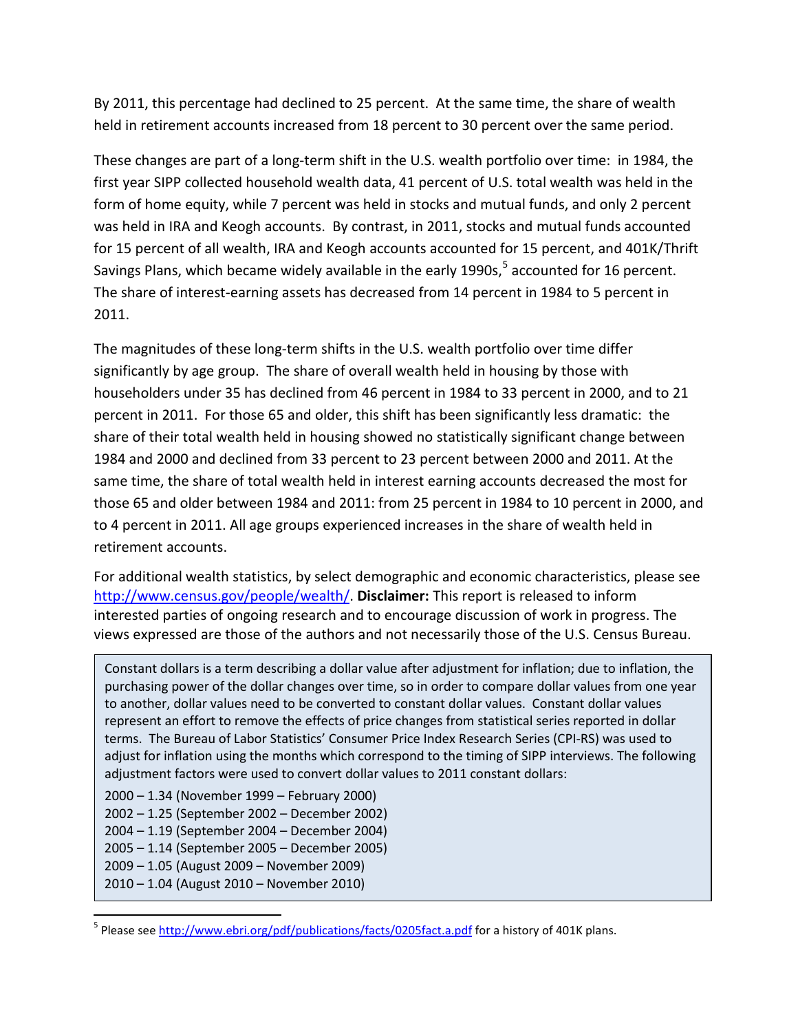By 2011, this percentage had declined to 25 percent. At the same time, the share of wealth held in retirement accounts increased from 18 percent to 30 percent over the same period.

These changes are part of a long-term shift in the U.S. wealth portfolio over time: in 1984, the first year SIPP collected household wealth data, 41 percent of U.S. total wealth was held in the form of home equity, while 7 percent was held in stocks and mutual funds, and only 2 percent was held in IRA and Keogh accounts. By contrast, in 2011, stocks and mutual funds accounted for 15 percent of all wealth, IRA and Keogh accounts accounted for 15 percent, and 401K/Thrift Savings Plans, which became widely available in the early 1990s,[5] accounted for 16 percent. The share of interest-earning assets has decreased from 14 percent in 1984 to 5 percent in 2011.

The magnitudes of these long-term shifts in the U.S. wealth portfolio over time differ significantly by age group. The share of overall wealth held in housing by those with householders under 35 has declined from 46 percent in 1984 to 33 percent in 2000, and to 21 percent in 2011. For those 65 and older, this shift has been significantly less dramatic: the share of their total wealth held in housing showed no statistically significant change between 1984 and 2000 and declined from 33 percent to 23 percent between 2000 and 2011. At the same time, the share of total wealth held in interest earning accounts decreased the most for those 65 and older between 1984 and 2011: from 25 percent in 1984 to 10 percent in 2000, and to 4 percent in 2011. All age groups experienced increases in the share of wealth held in retirement accounts.

For additional wealth statistics, by select demographic and economic characteristics, please see http://www.census.gov/people/wealth/. **Disclaimer:** This report is released to inform interested parties of ongoing research and to encourage discussion of work in progress. The views expressed are those of the authors and not necessarily those of the U.S. Census Bureau.

> Constant dollars is a term describing a dollar value after adjustment for inflation; due to inflation, the purchasing power of the dollar changes over time, so in order to compare dollar values from one year to another, dollar values need to be converted to constant dollar values. Constant dollar values represent an effort to remove the effects of price changes from statistical series reported in dollar terms. The Bureau of Labor Statistics' Consumer Price Index Research Series (CPI-RS) was used to adjust for inflation using the months which correspond to the timing of SIPP interviews. The following adjustment factors were used to convert dollar values to 2011 constant dollars:
>
> 2000 – 1.34 (November 1999 – February 2000)
> 2002 – 1.25 (September 2002 – December 2002)
> 2004 – 1.19 (September 2004 – December 2004)
> 2005 – 1.14 (September 2005 – December 2005)
> 2009 – 1.05 (August 2009 – November 2009)
> 2010 – 1.04 (August 2010 – November 2010)

[5] Please see http://www.ebri.org/pdf/publications/facts/0205fact.a.pdf for a history of 401K plans.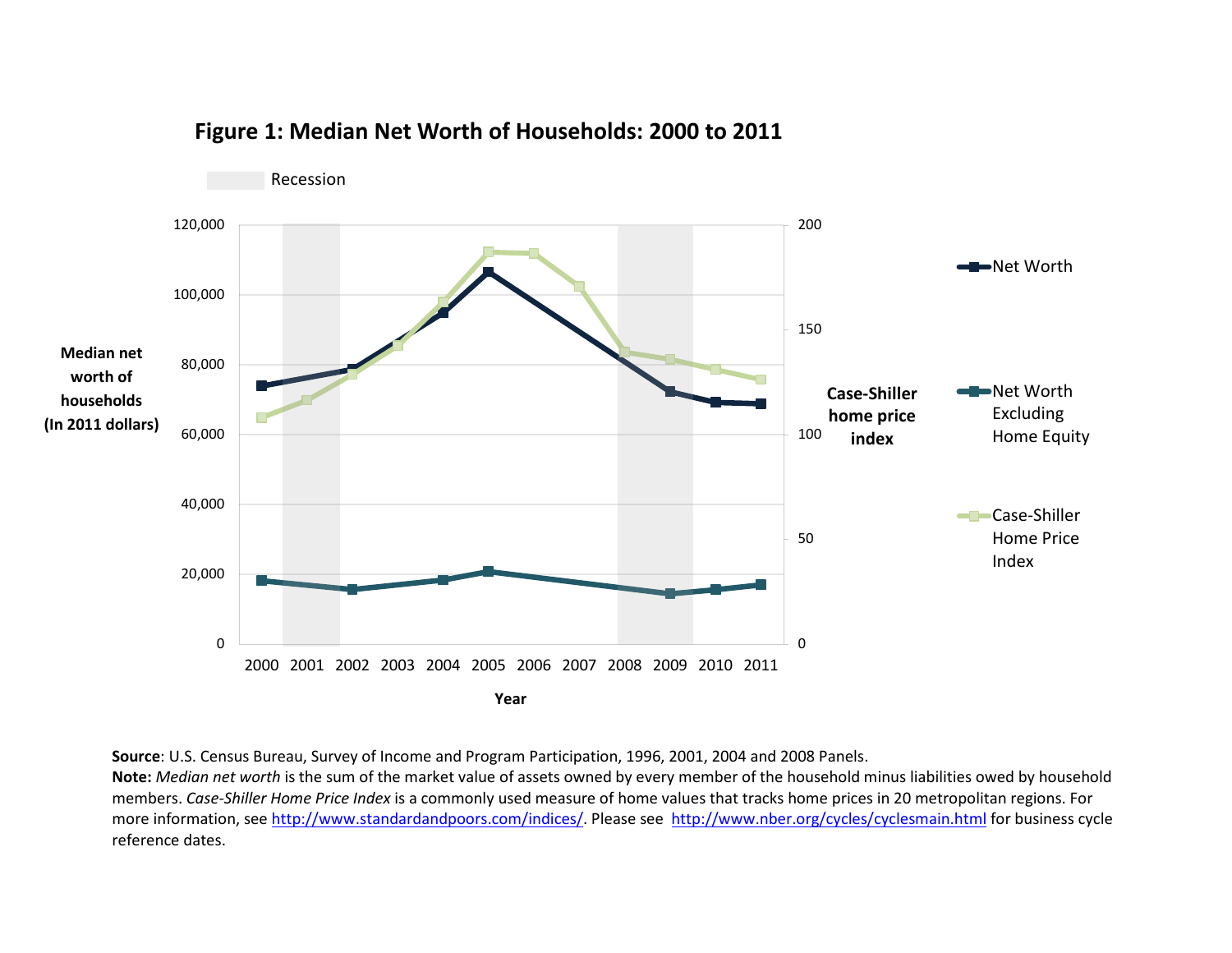## Figure 1: Median Net Worth of Households: 2000 to 2011

Recession

Median net worth of households (In 2011 dollars)

Case-Shiller home price index

Net Worth

Net Worth Excluding Home Equity

Case-Shiller Home Price Index

Year

**Source**: U.S. Census Bureau, Survey of Income and Program Participation, 1996, 2001, 2004 and 2008 Panels.
**Note:** *Median net worth* is the sum of the market value of assets owned by every member of the household minus liabilities owed by household members. *Case-Shiller Home Price Index* is a commonly used measure of home values that tracks home prices in 20 metropolitan regions. For more information, see http://www.standardandpoors.com/indices/. Please see http://www.nber.org/cycles/cyclesmain.html for business cycle reference dates.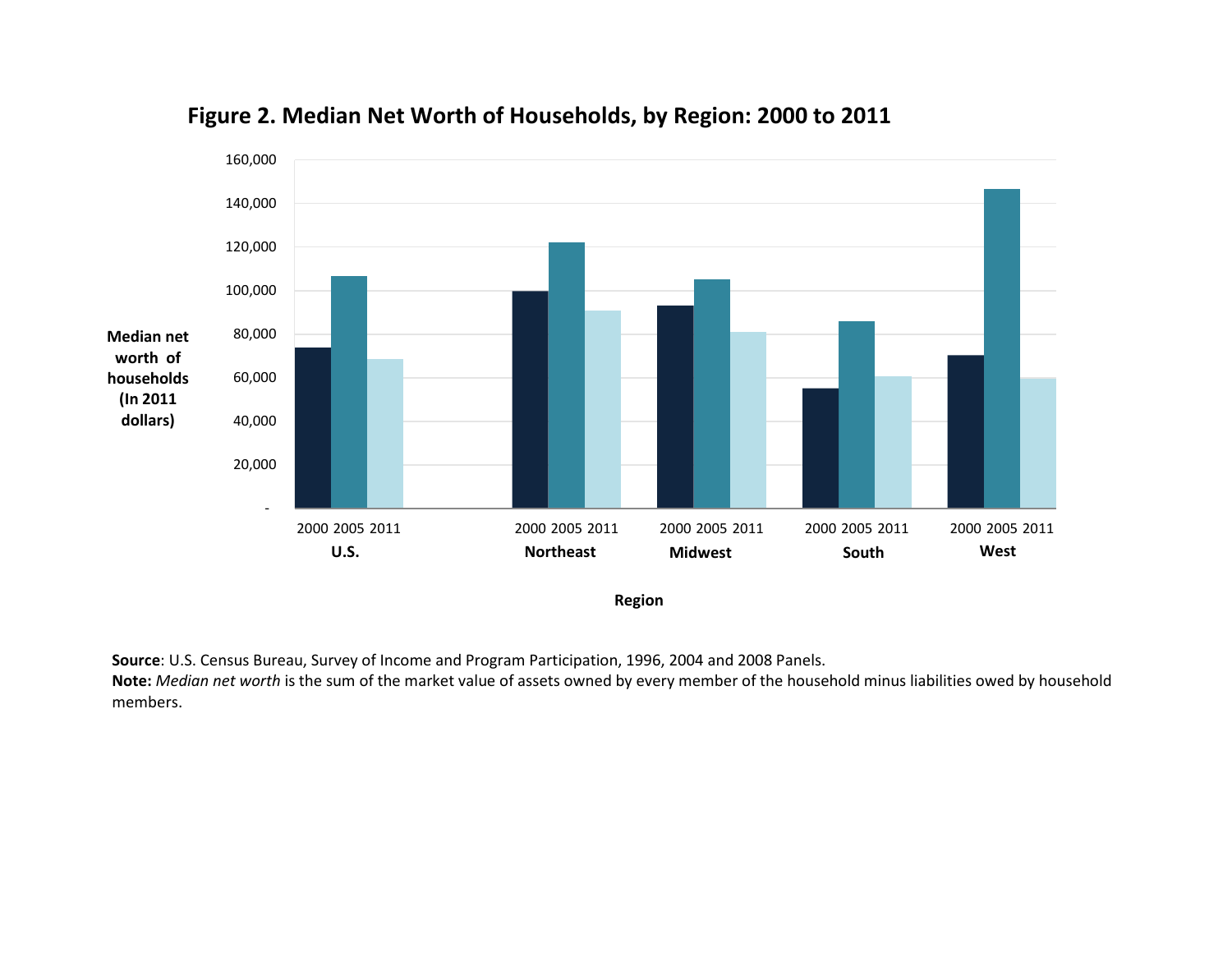**Figure 2. Median Net Worth of Households, by Region: 2000 to 2011**

**Source**: U.S. Census Bureau, Survey of Income and Program Participation, 1996, 2004 and 2008 Panels.
**Note:** *Median net worth* is the sum of the market value of assets owned by every member of the household minus liabilities owed by household members.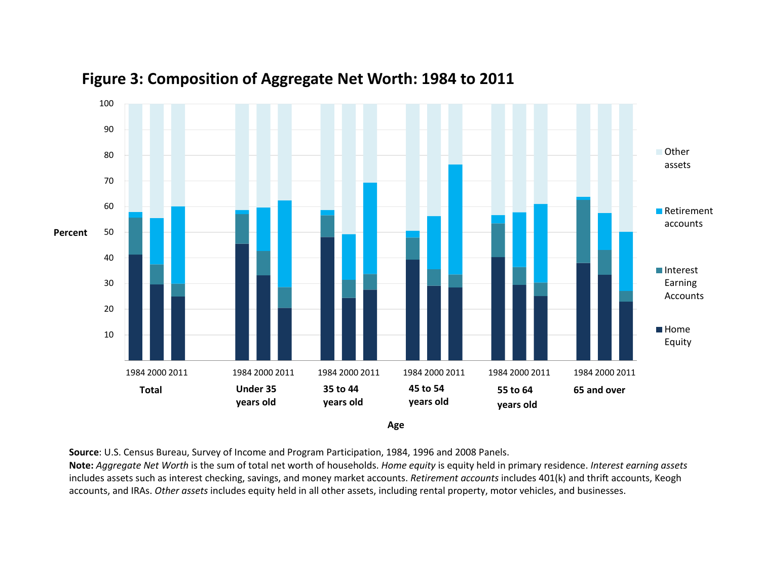# Figure 3: Composition of Aggregate Net Worth: 1984 to 2011

Percent

100
90
80
70
60
50
40
30
20
10

1984 2000 2011 — Total
1984 2000 2011 — Under 35 years old
1984 2000 2011 — 35 to 44 years old
1984 2000 2011 — 45 to 54 years old
1984 2000 2011 — 55 to 64 years old
1984 2000 2011 — 65 and over

Age

Other assets
Retirement accounts
Interest Earning Accounts
Home Equity

**Source**: U.S. Census Bureau, Survey of Income and Program Participation, 1984, 1996 and 2008 Panels.
**Note:** *Aggregate Net Worth* is the sum of total net worth of households. *Home equity* is equity held in primary residence. *Interest earning assets* includes assets such as interest checking, savings, and money market accounts. *Retirement accounts* includes 401(k) and thrift accounts, Keogh accounts, and IRAs. *Other assets* includes equity held in all other assets, including rental property, motor vehicles, and businesses.